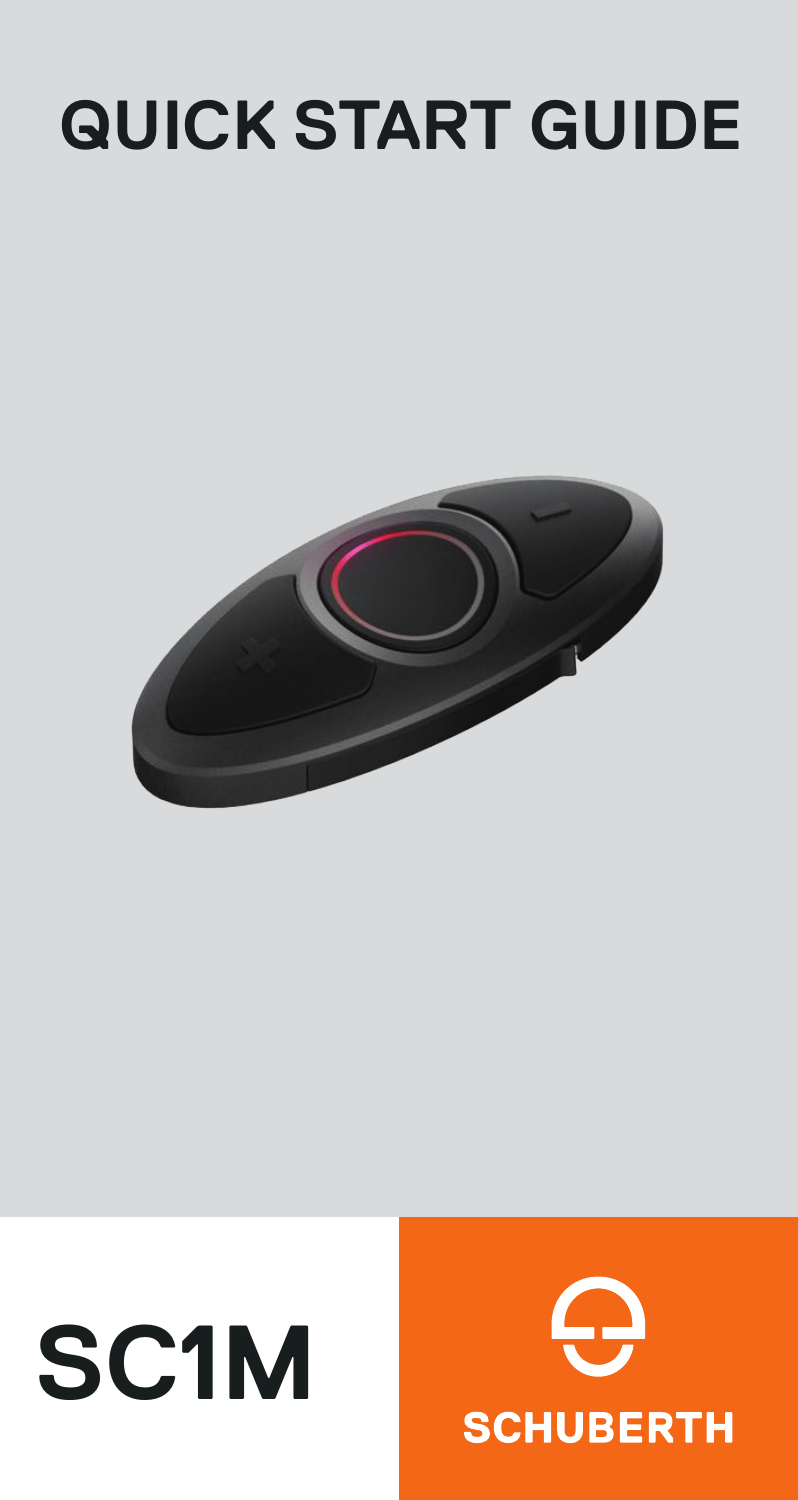# QUICK START GUIDE

# SC1M

SCHUBERTH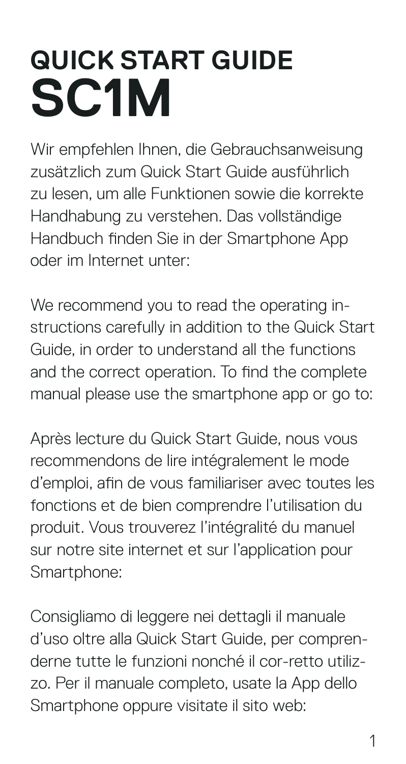# QUICK START GUIDE
# SC1M

Wir empfehlen Ihnen, die Gebrauchsanweisung zusätzlich zum Quick Start Guide ausführlich zu lesen, um alle Funktionen sowie die korrekte Handhabung zu verstehen. Das vollständige Handbuch finden Sie in der Smartphone App oder im Internet unter:

We recommend you to read the operating instructions carefully in addition to the Quick Start Guide, in order to understand all the functions and the correct operation. To find the complete manual please use the smartphone app or go to:

Après lecture du Quick Start Guide, nous vous recommendons de lire intégralement le mode d'emploi, afin de vous familiariser avec toutes les fonctions et de bien comprendre l'utilisation du produit. Vous trouverez l'intégralité du manuel sur notre site internet et sur l'application pour Smartphone:

Consigliamo di leggere nei dettagli il manuale d'uso oltre alla Quick Start Guide, per comprenderne tutte le funzioni nonché il cor-retto utilizzo. Per il manuale completo, usate la App dello Smartphone oppure visitate il sito web: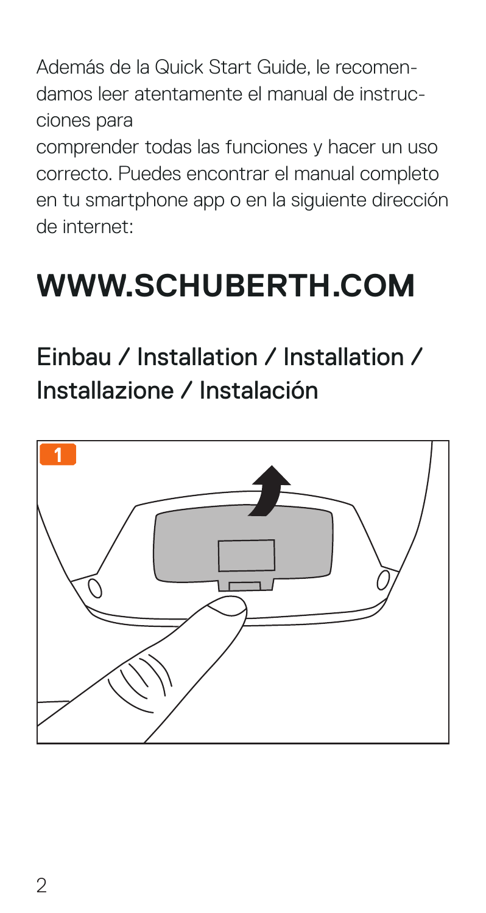Además de la Quick Start Guide, le recomendamos leer atentamente el manual de instrucciones para
comprender todas las funciones y hacer un uso correcto. Puedes encontrar el manual completo en tu smartphone app o en la siguiente dirección de internet:

# WWW.SCHUBERTH.COM

## Einbau / Installation / Installation / Installazione / Instalación

1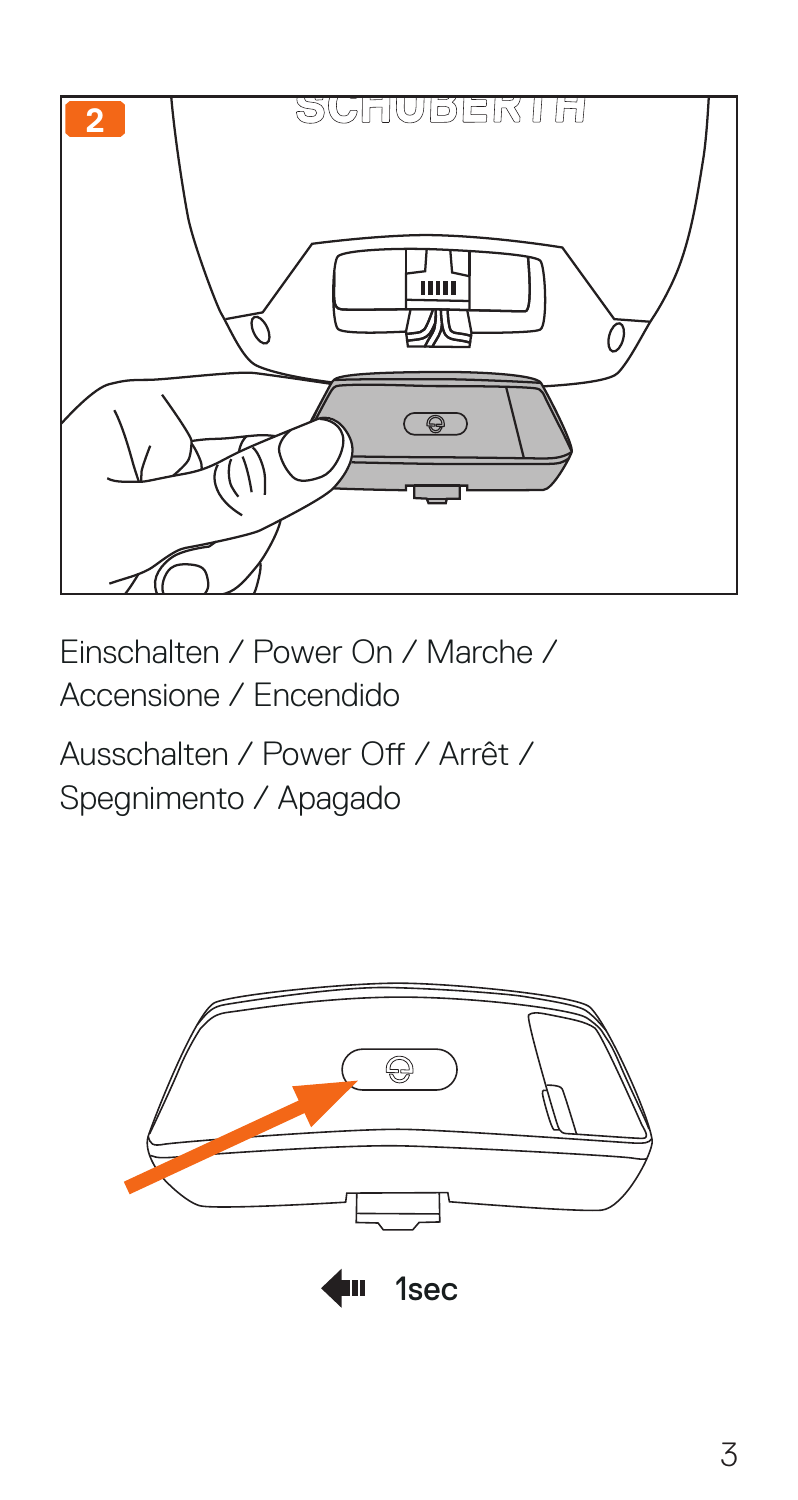**2**

Einschalten / Power On / Marche / Accensione / Encendido

Ausschalten / Power Off / Arrêt / Spegnimento / Apagado

1sec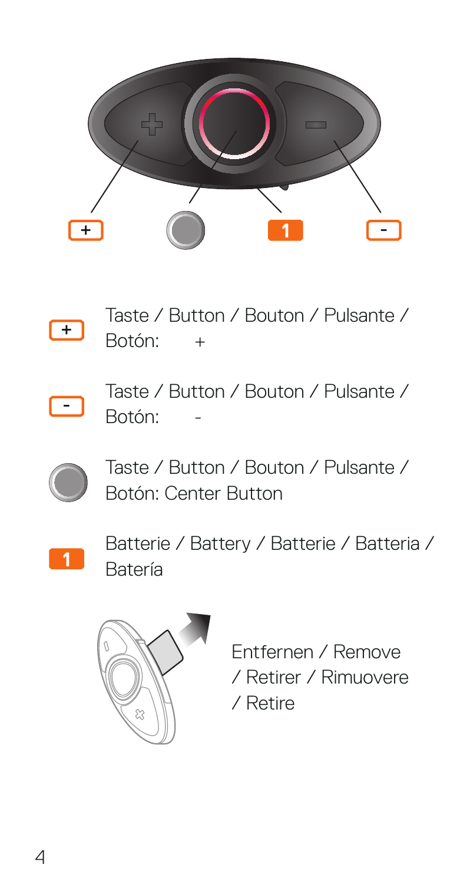**+** Taste / Button / Bouton / Pulsante / Botón: +

**-** Taste / Button / Bouton / Pulsante / Botón: -

Taste / Button / Bouton / Pulsante / Botón: Center Button

**1** Batterie / Battery / Batterie / Batteria / Batería

Entfernen / Remove / Retirer / Rimuovere / Retire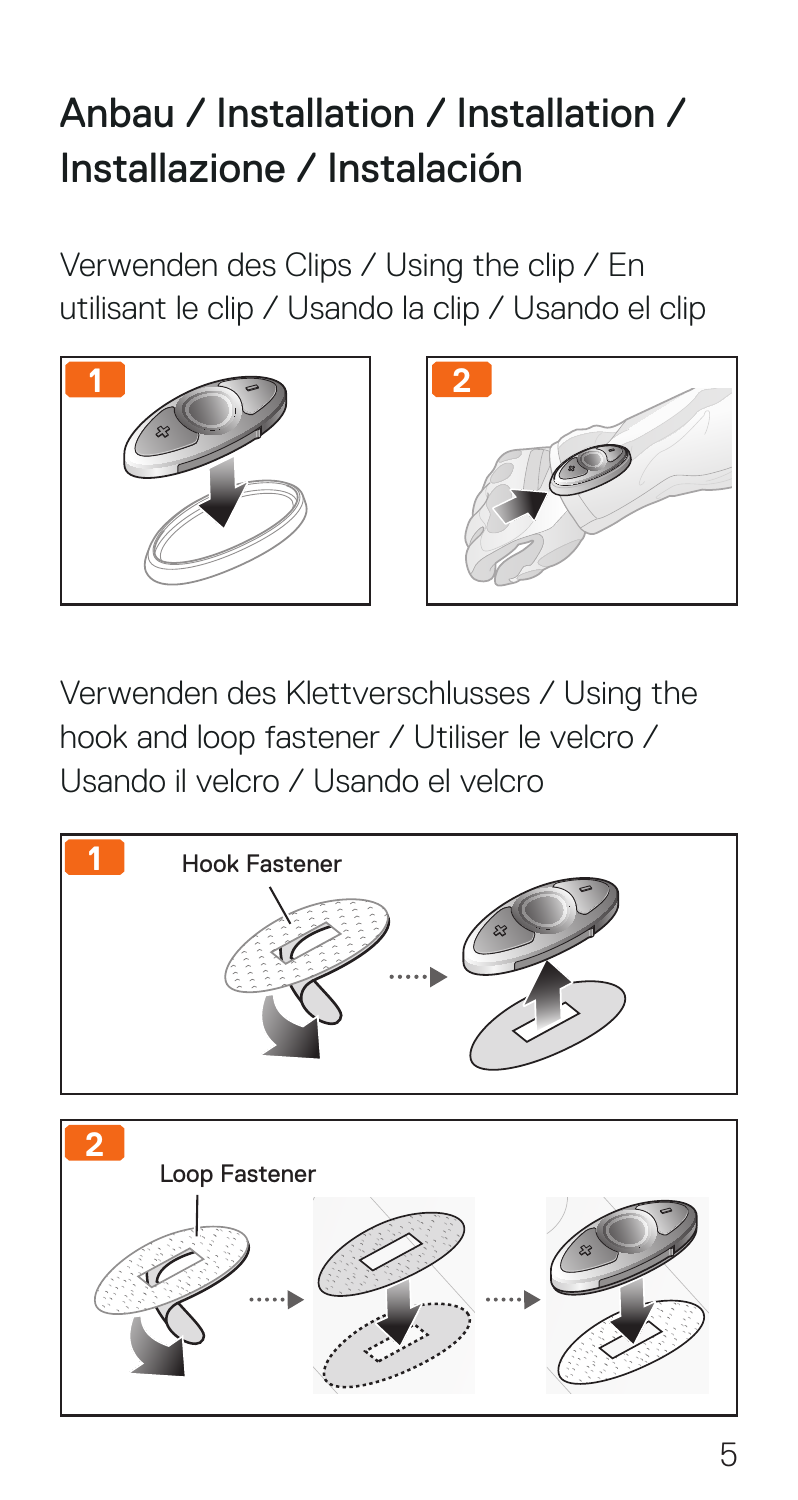# Anbau / Installation / Installation / Installazione / Instalación

Verwenden des Clips / Using the clip / En utilisant le clip / Usando la clip / Usando el clip

1

2

Verwenden des Klettverschlusses / Using the hook and loop fastener / Utiliser le velcro / Usando il velcro / Usando el velcro

1

Hook Fastener

2

Loop Fastener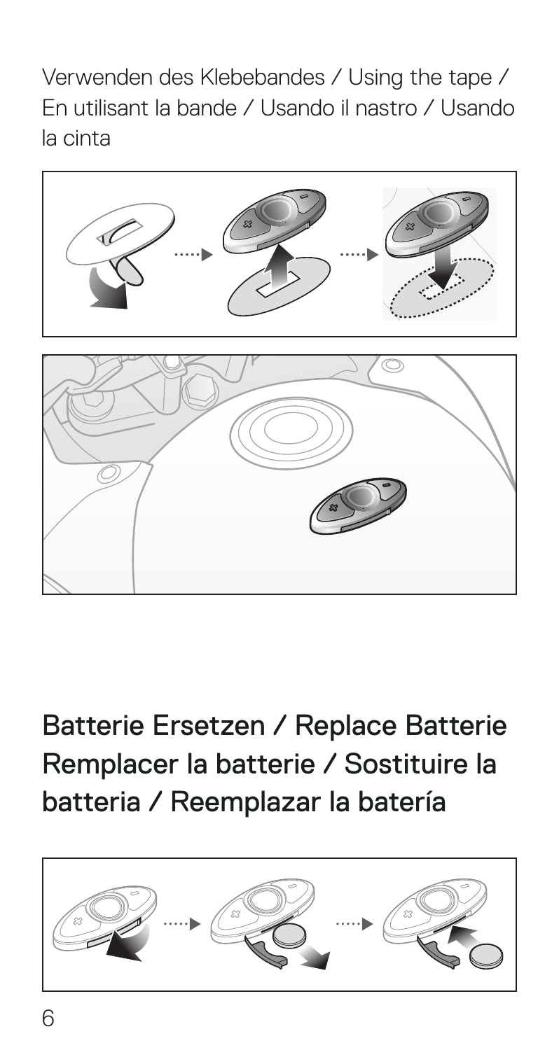Verwenden des Klebebandes / Using the tape / En utilisant la bande / Usando il nastro / Usando la cinta

## Batterie Ersetzen / Replace Batterie Remplacer la batterie / Sostituire la batteria / Reemplazar la batería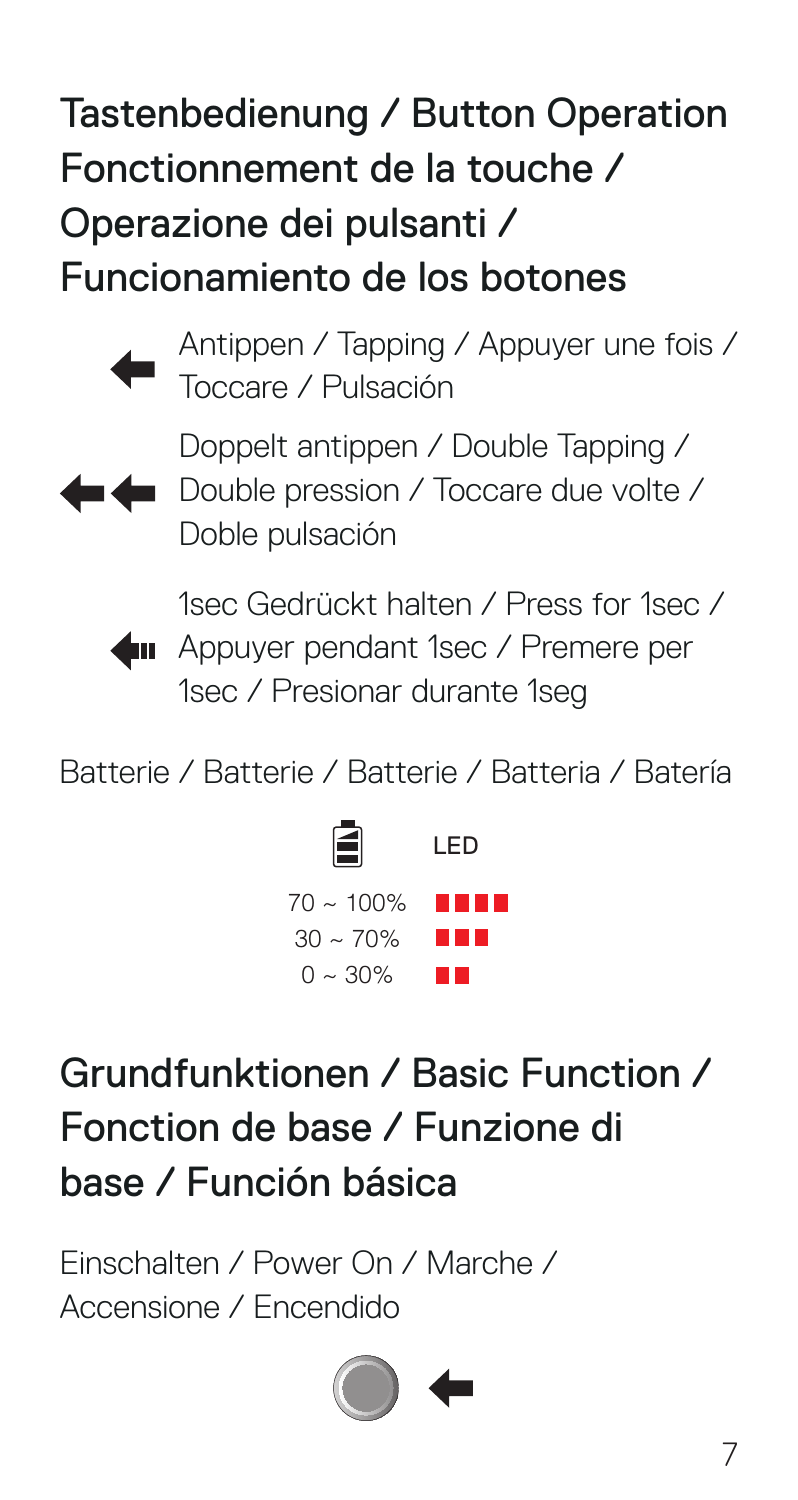# Tastenbedienung / Button Operation Fonctionnement de la touche / Operazione dei pulsanti / Funcionamiento de los botones

- Antippen / Tapping / Appuyer une fois / Toccare / Pulsación
- Doppelt antippen / Double Tapping / Double pression / Toccare due volte / Doble pulsación
- 1sec Gedrückt halten / Press for 1sec / Appuyer pendant 1sec / Premere per 1sec / Presionar durante 1seg

Batterie / Batterie / Batterie / Batteria / Batería

| Battery | LED |
|---|---|
| 70 ~ 100% | ■■■■ |
| 30 ~ 70% | ■■■ |
| 0 ~ 30% | ■■ |

# Grundfunktionen / Basic Function / Fonction de base / Funzione di base / Función básica

Einschalten / Power On / Marche / Accensione / Encendido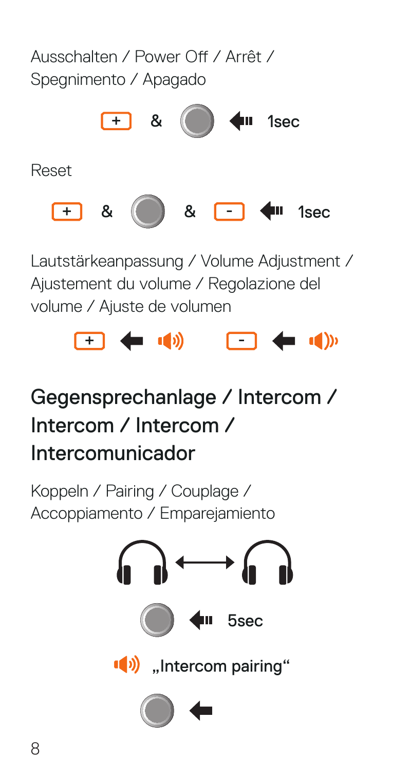Ausschalten / Power Off / Arrêt / Spegnimento / Apagado

+ & ● 1sec

Reset

+ & ● & - 1sec

Lautstärkeanpassung / Volume Adjustment / Ajustement du volume / Regolazione del volume / Ajuste de volumen

## Gegensprechanlage / Intercom / Intercom / Intercom / Intercomunicador

Koppeln / Pairing / Couplage / Accoppiamento / Emparejamiento

● 5sec

„Intercom pairing"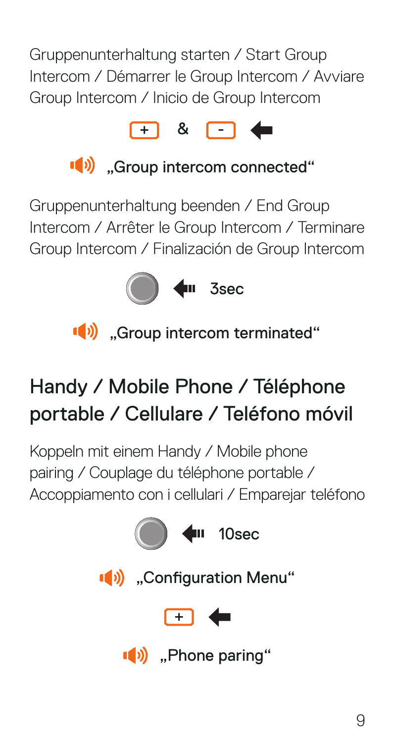Gruppenunterhaltung starten / Start Group Intercom / Démarrer le Group Intercom / Avviare Group Intercom / Inicio de Group Intercom

+ & -

„Group intercom connected“

Gruppenunterhaltung beenden / End Group Intercom / Arrêter le Group Intercom / Terminare Group Intercom / Finalización de Group Intercom

3sec

„Group intercom terminated“

## Handy / Mobile Phone / Téléphone portable / Cellulare / Teléfono móvil

Koppeln mit einem Handy / Mobile phone pairing / Couplage du téléphone portable / Accoppiamento con i cellulari / Emparejar teléfono

10sec

„Configuration Menu“

+

„Phone paring“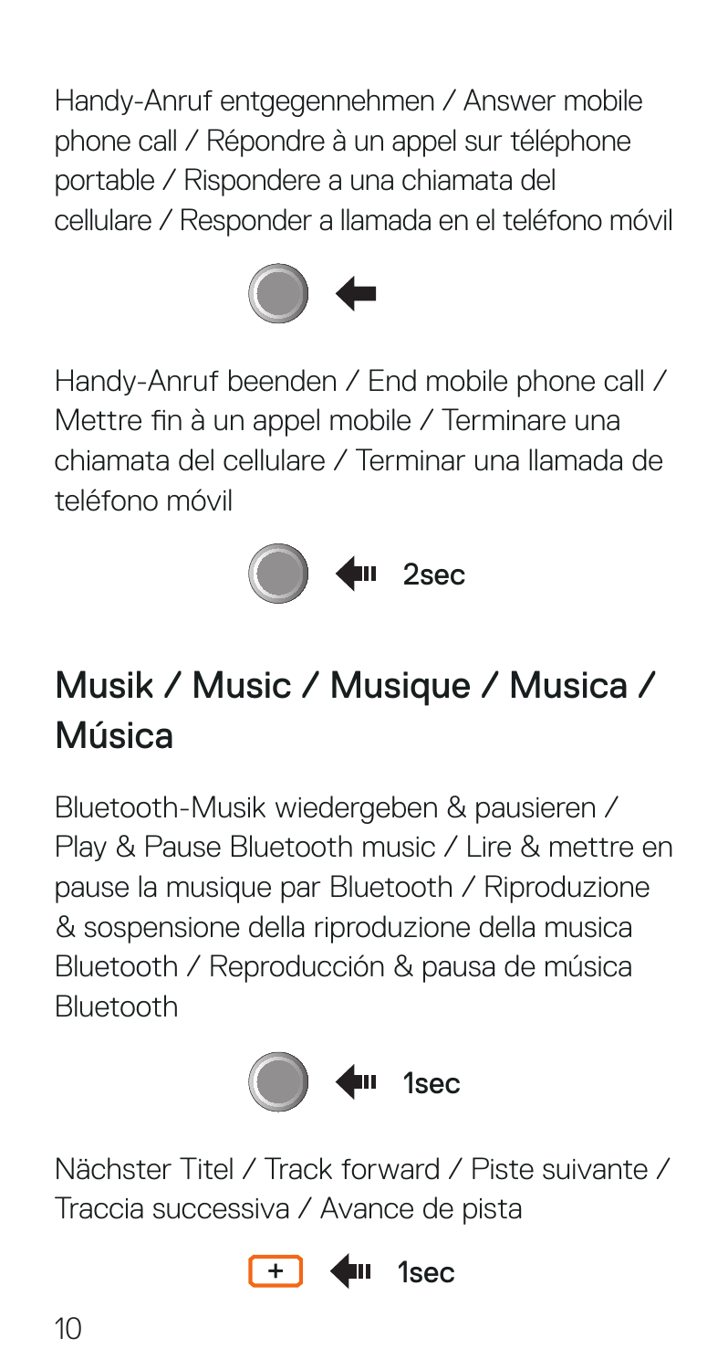Handy-Anruf entgegennehmen / Answer mobile phone call / Répondre à un appel sur téléphone portable / Rispondere a una chiamata del cellulare / Responder a llamada en el teléfono móvil

Handy-Anruf beenden / End mobile phone call / Mettre fin à un appel mobile / Terminare una chiamata del cellulare / Terminar una llamada de teléfono móvil

2sec

## Musik / Music / Musique / Musica / Música

Bluetooth-Musik wiedergeben & pausieren / Play & Pause Bluetooth music / Lire & mettre en pause la musique par Bluetooth / Riproduzione & sospensione della riproduzione della musica Bluetooth / Reproducción & pausa de música Bluetooth

1sec

Nächster Titel / Track forward / Piste suivante / Traccia successiva / Avance de pista

+ 1sec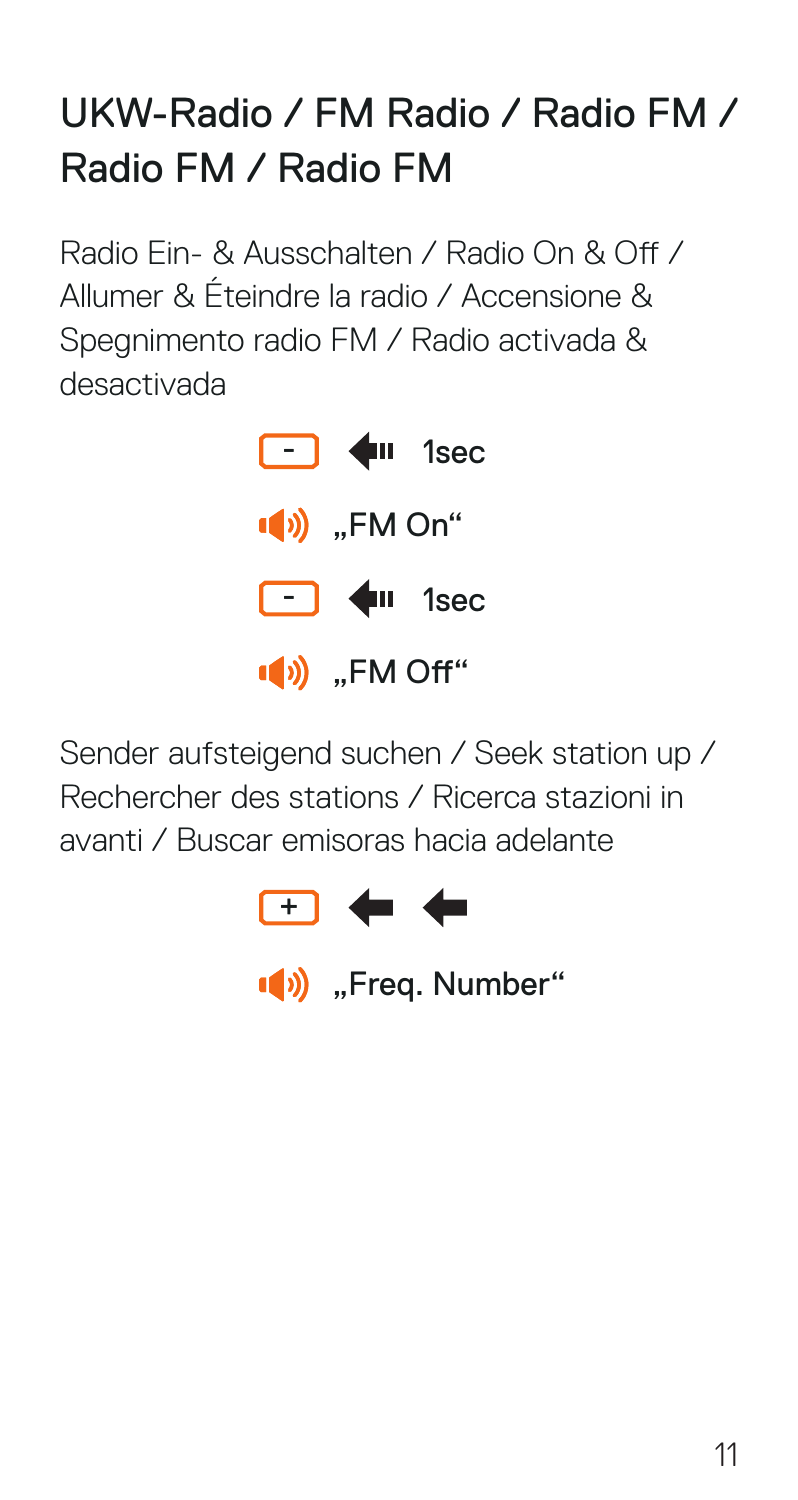# UKW-Radio / FM Radio / Radio FM / Radio FM / Radio FM

Radio Ein- & Ausschalten / Radio On & Off / Allumer & Éteindre la radio / Accensione & Spegnimento radio FM / Radio activada & desactivada

[ - ] 1sec

„FM On“

[ - ] 1sec

„FM Off“

Sender aufsteigend suchen / Seek station up / Rechercher des stations / Ricerca stazioni in avanti / Buscar emisoras hacia adelante

[ + ]

„Freq. Number“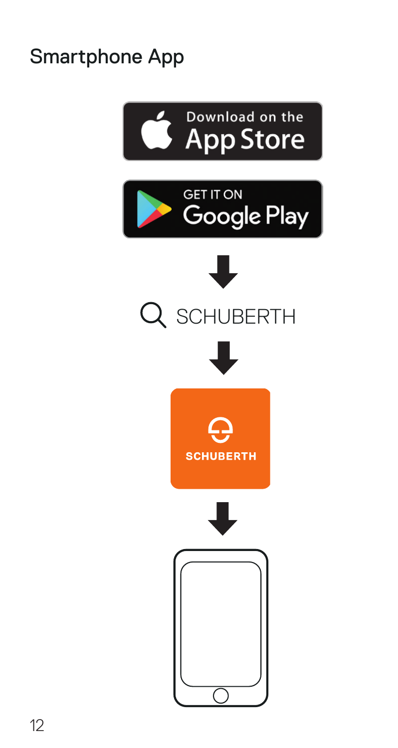## Smartphone App

Download on the App Store

GET IT ON Google Play

SCHUBERTH

SCHUBERTH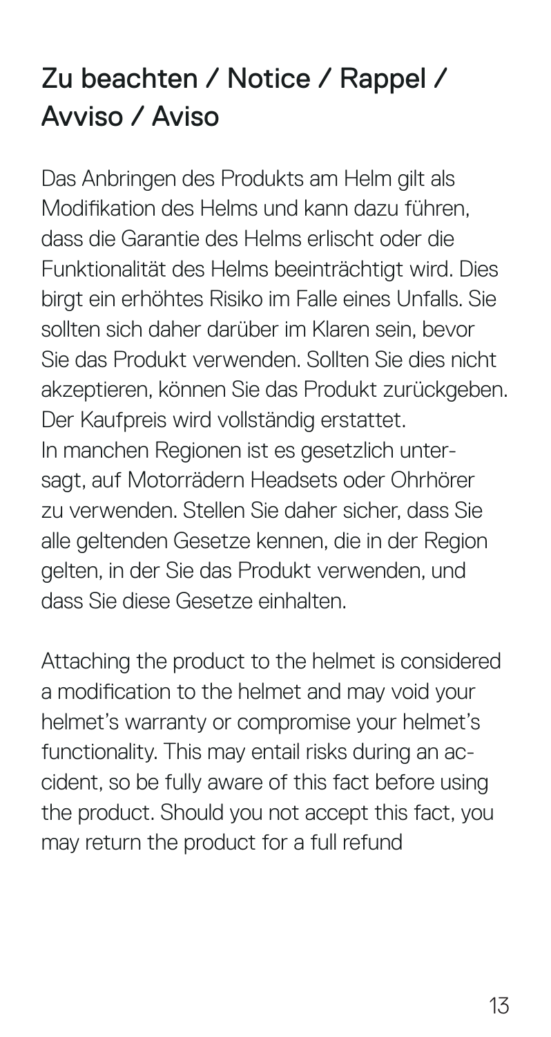## Zu beachten / Notice / Rappel / Avviso / Aviso

Das Anbringen des Produkts am Helm gilt als Modifikation des Helms und kann dazu führen, dass die Garantie des Helms erlischt oder die Funktionalität des Helms beeinträchtigt wird. Dies birgt ein erhöhtes Risiko im Falle eines Unfalls. Sie sollten sich daher darüber im Klaren sein, bevor Sie das Produkt verwenden. Sollten Sie dies nicht akzeptieren, können Sie das Produkt zurückgeben. Der Kaufpreis wird vollständig erstattet.
In manchen Regionen ist es gesetzlich untersagt, auf Motorrädern Headsets oder Ohrhörer zu verwenden. Stellen Sie daher sicher, dass Sie alle geltenden Gesetze kennen, die in der Region gelten, in der Sie das Produkt verwenden, und dass Sie diese Gesetze einhalten.

Attaching the product to the helmet is considered a modification to the helmet and may void your helmet's warranty or compromise your helmet's functionality. This may entail risks during an accident, so be fully aware of this fact before using the product. Should you not accept this fact, you may return the product for a full refund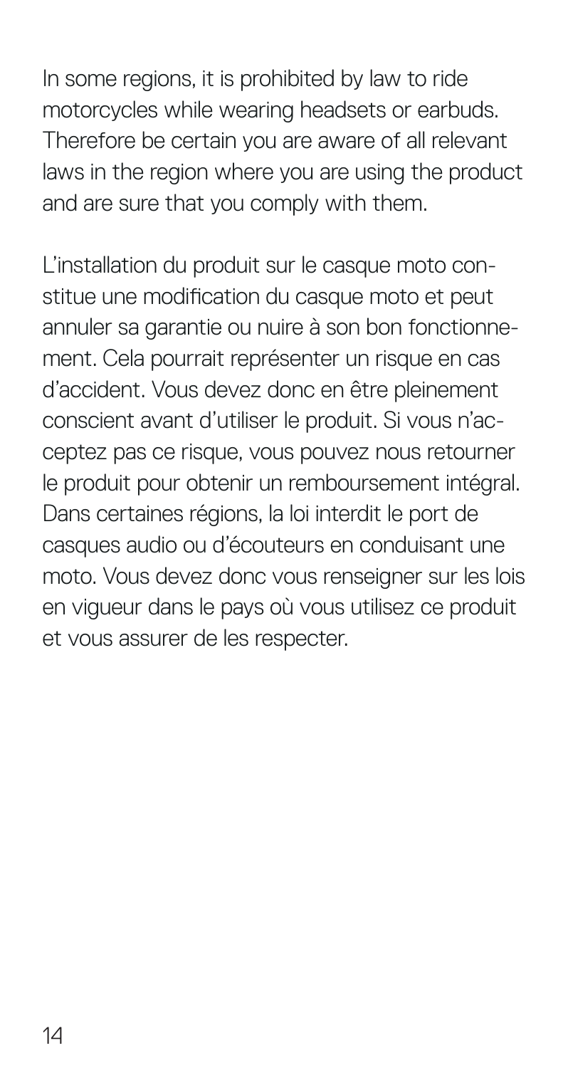In some regions, it is prohibited by law to ride motorcycles while wearing headsets or earbuds. Therefore be certain you are aware of all relevant laws in the region where you are using the product and are sure that you comply with them.

L'installation du produit sur le casque moto constitue une modification du casque moto et peut annuler sa garantie ou nuire à son bon fonctionnement. Cela pourrait représenter un risque en cas d'accident. Vous devez donc en être pleinement conscient avant d'utiliser le produit. Si vous n'acceptez pas ce risque, vous pouvez nous retourner le produit pour obtenir un remboursement intégral. Dans certaines régions, la loi interdit le port de casques audio ou d'écouteurs en conduisant une moto. Vous devez donc vous renseigner sur les lois en vigueur dans le pays où vous utilisez ce produit et vous assurer de les respecter.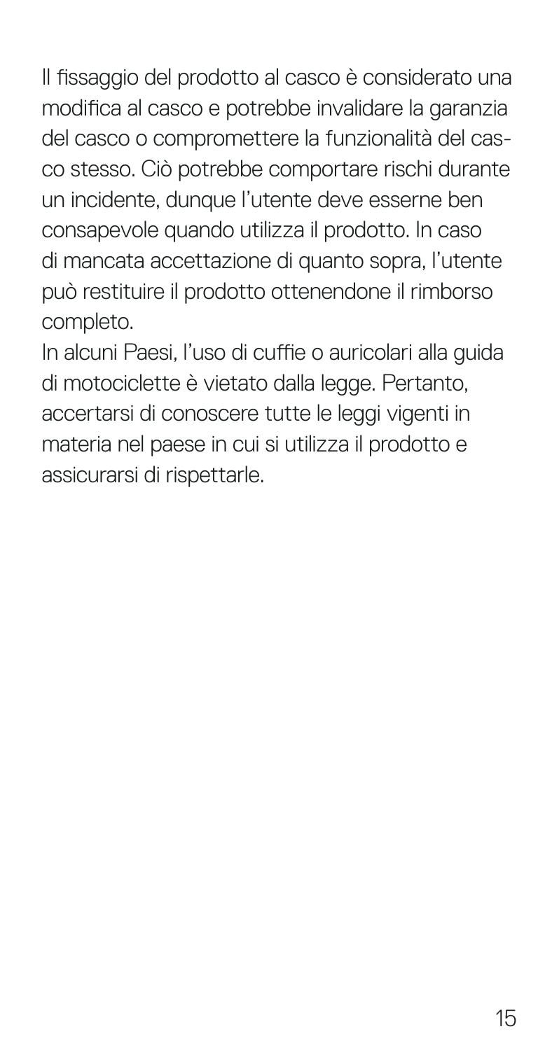Il fissaggio del prodotto al casco è considerato una modifica al casco e potrebbe invalidare la garanzia del casco o compromettere la funzionalità del casco stesso. Ciò potrebbe comportare rischi durante un incidente, dunque l'utente deve esserne ben consapevole quando utilizza il prodotto. In caso di mancata accettazione di quanto sopra, l'utente può restituire il prodotto ottenendone il rimborso completo.

In alcuni Paesi, l'uso di cuffie o auricolari alla guida di motociclette è vietato dalla legge. Pertanto, accertarsi di conoscere tutte le leggi vigenti in materia nel paese in cui si utilizza il prodotto e assicurarsi di rispettarle.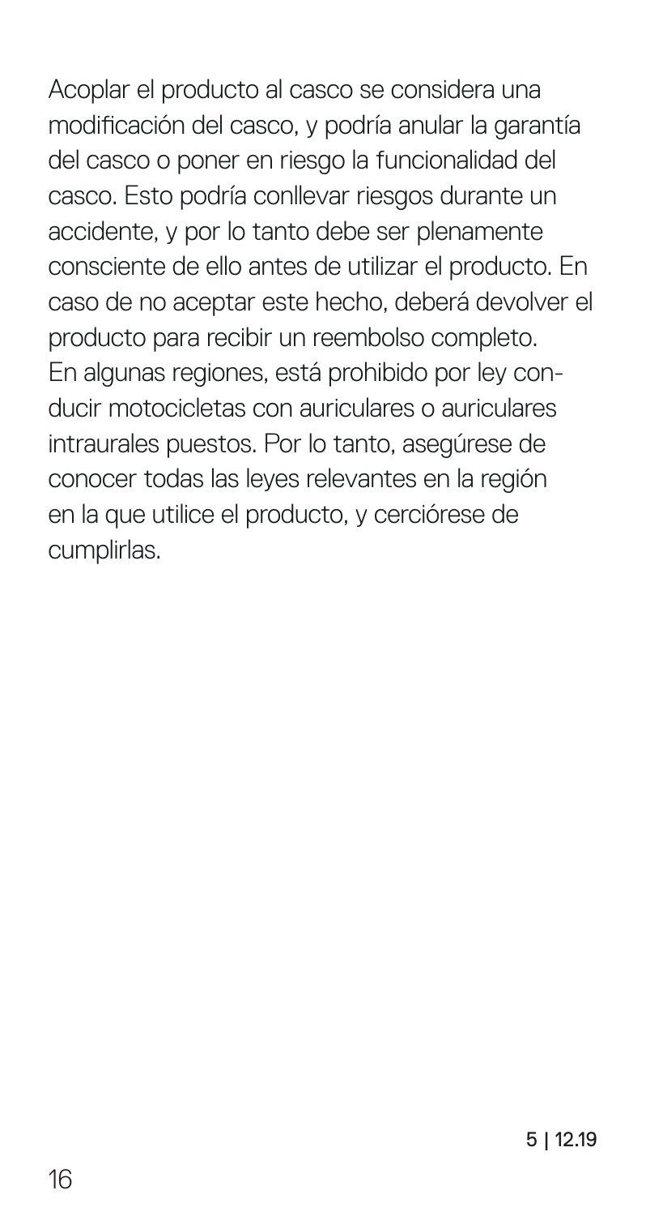Acoplar el producto al casco se considera una modificación del casco, y podría anular la garantía del casco o poner en riesgo la funcionalidad del casco. Esto podría conllevar riesgos durante un accidente, y por lo tanto debe ser plenamente consciente de ello antes de utilizar el producto. En caso de no aceptar este hecho, deberá devolver el producto para recibir un reembolso completo.
En algunas regiones, está prohibido por ley conducir motocicletas con auriculares o auriculares intraurales puestos. Por lo tanto, asegúrese de conocer todas las leyes relevantes en la región en la que utilice el producto, y cerciórese de cumplirlas.

5 | 12.19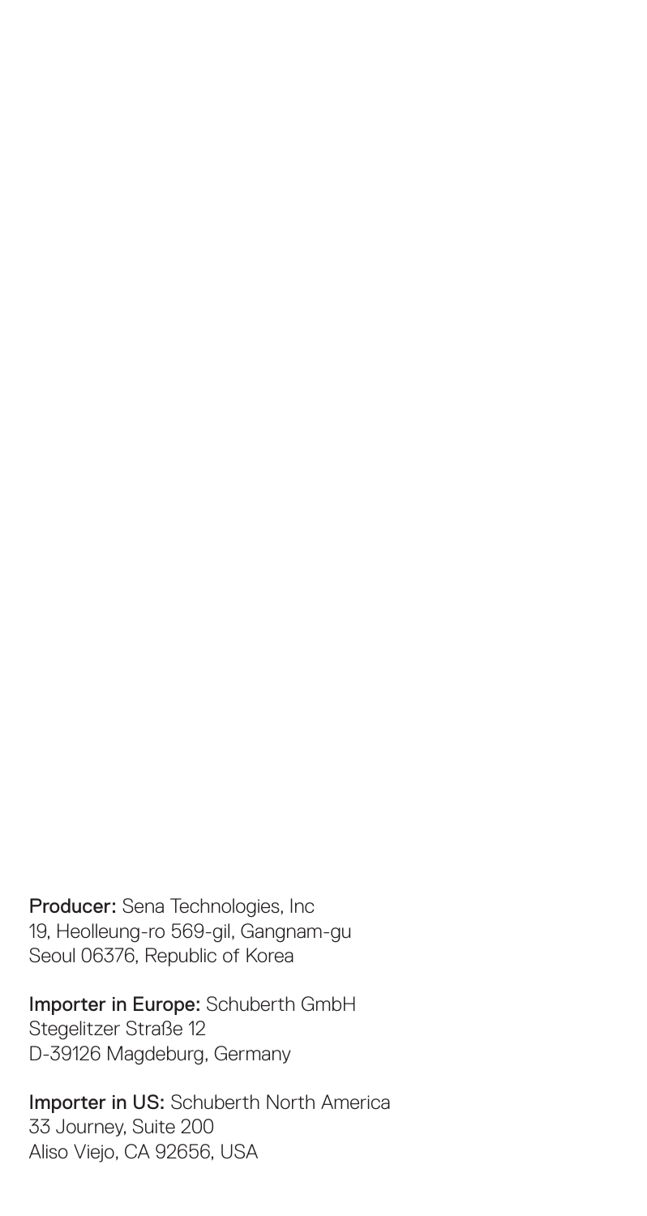**Producer:** Sena Technologies, Inc
19, Heolleung-ro 569-gil, Gangnam-gu
Seoul 06376, Republic of Korea

**Importer in Europe:** Schuberth GmbH
Stegelitzer Straße 12
D-39126 Magdeburg, Germany

**Importer in US:** Schuberth North America
33 Journey, Suite 200
Aliso Viejo, CA 92656, USA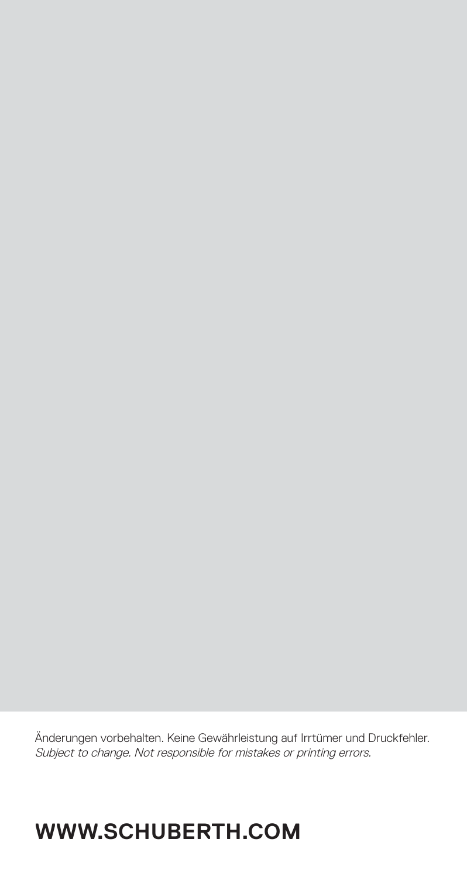Änderungen vorbehalten. Keine Gewährleistung auf Irrtümer und Druckfehler.
*Subject to change. Not responsible for mistakes or printing errors.*

**WWW.SCHUBERTH.COM**